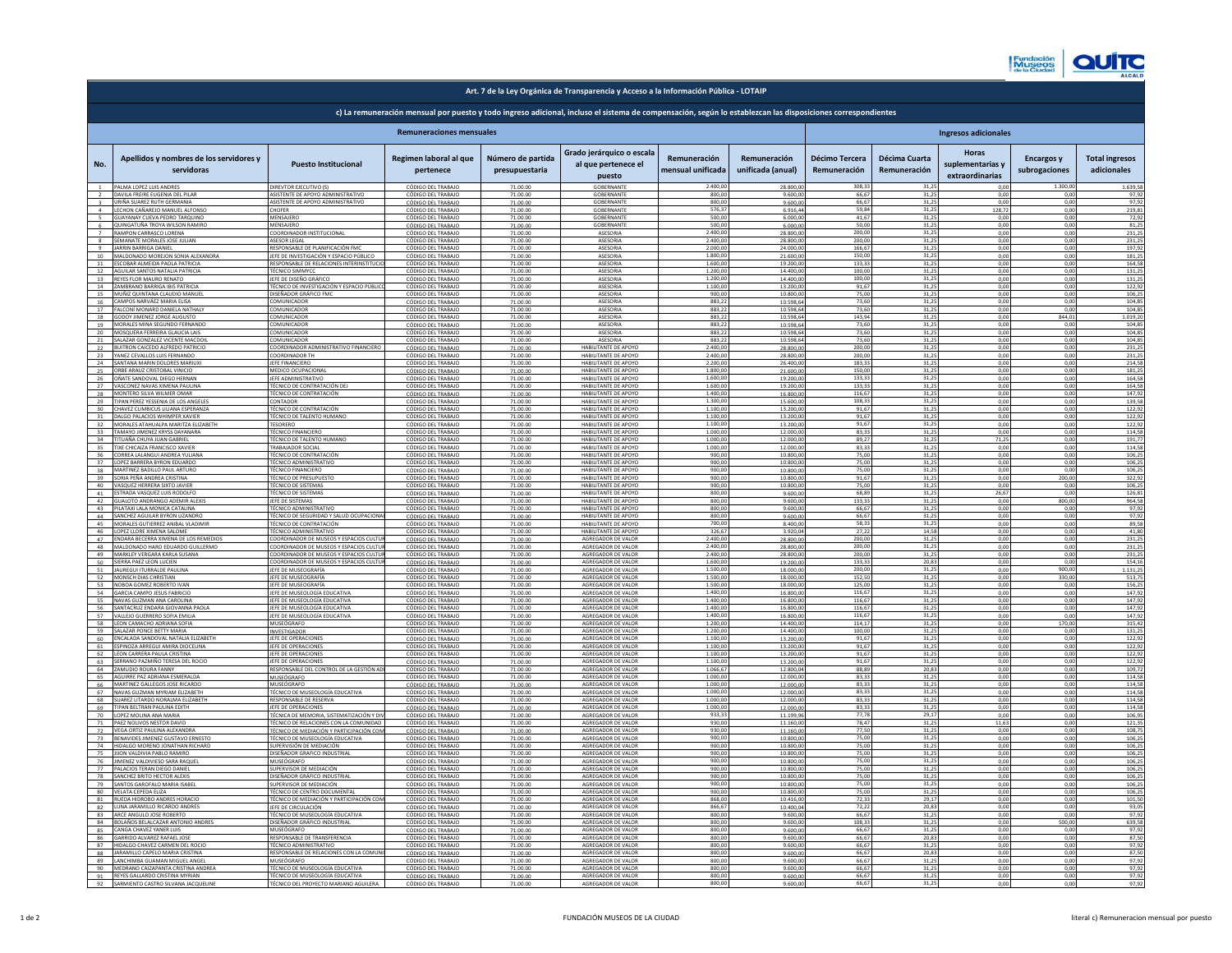## Art. 7 de la Ley Orgánica de Transparencia y Acceso a la Información Pública - LOTAIP

### c) La remuneración mensual por puesto y todo ingreso adicional, incluso el sistema de compensación, según lo establezcan las disposiciones correspondientes

| Remuneraciones mensuales | | | | | | | | Ingresos adicionales | | | | |
|---|---|---|---|---|---|---|---|---|---|---|---|---|
| No. | Apellidos y nombres de los servidores y servidoras | Puesto Institucional | Regimen laboral al que pertenece | Número de partida presupuestaria | Grado jerárquico o escala al que pertenece el puesto | Remuneración mensual unificada | Remuneración unificada (anual) | Décimo Tercera Remuneración | Décima Cuarta Remuneración | Horas suplementarias y extraordinarias | Encargos y subrogaciones | Total ingresos adicionales |
| 1 | PALMA LOPEZ LUIS ANDRES | DIREVTOR EJECUTIVO (S) | CÓDIGO DEL TRABAJO | 71.00.00 | GOBERNANTE | 2.400,00 | 28.800,00 | 308,33 | 31,25 | 0,00 | 1.300,00 | 1.639,58 |
| 2 | DAVILA FREIRE EUGENIA DEL PILAR | ASISTENTE DE APOYO ADMINISTRATIVO | CÓDIGO DEL TRABAJO | 71.00.00 | GOBERNANTE | 800,00 | 9.600,00 | 66,67 | 31,25 | 0,00 | 0,00 | 97,92 |
| 3 | URIÑA SUAREZ RUTH GERMANIA | ASISTENTE DE APOYO ADMINISTRATIVO | CÓDIGO DEL TRABAJO | 71.00.00 | GOBERNANTE | 800,00 | 9.600,00 | 66,67 | 31,25 | 0,00 | 0,00 | 97,92 |
| 4 | LECHON CAÑAREJO MANUEL ALFONSO | CHOFER | CÓDIGO DEL TRABAJO | 71.00.00 | GOBERNANTE | 576,37 | 6.916,44 | 59,84 | 31,25 | 128,72 | 0,00 | 219,81 |
| 5 | GUAYANAY CUEVA PEDRO TARQUINO | MENSAJERO | CÓDIGO DEL TRABAJO | 71.00.00 | GOBERNANTE | 500,00 | 6.000,00 | 41,67 | 31,25 | 0,00 | 0,00 | 72,92 |
| 6 | QUINGATUÑA TROYA WILSON RAMIRO | MENSAJERO | CÓDIGO DEL TRABAJO | 71.00.00 | GOBERNANTE | 500,00 | 6.000,00 | 50,00 | 31,25 | 0,00 | 0,00 | 81,25 |
| 7 | RAMPON CARRASCO LORENA | COORDINADOR INSTITUCIONAL | CÓDIGO DEL TRABAJO | 71.00.00 | ASESORIA | 2.400,00 | 28.800,00 | 200,00 | 31,25 | 0,00 | 0,00 | 231,25 |
| 8 | SEMANATE MORALES JOSE JULIAN | ASESOR LEGAL | CÓDIGO DEL TRABAJO | 71.00.00 | ASESORIA | 2.400,00 | 28.800,00 | 200,00 | 31,25 | 0,00 | 0,00 | 231,25 |
| 9 | JARRIN BARRIGA DANIEL | RESPONSABLE DE PLANIFICACIÓN FMC | CÓDIGO DEL TRABAJO | 71.00.00 | ASESORIA | 2.000,00 | 24.000,00 | 166,67 | 31,25 | 0,00 | 0,00 | 197,92 |
| 10 | MALDONADO MOREJON SONIA ALEXANDRA | JEFE DE INVESTIGACIÓN Y ESPACIO PÚBLICO | CÓDIGO DEL TRABAJO | 71.00.00 | ASESORIA | 1.800,00 | 21.600,00 | 150,00 | 31,25 | 0,00 | 0,00 | 181,25 |
| 11 | ESCOBAR ALMEIDA PAOLA PATRICIA | RESPONSABLE DE RELACIONES INTERINSTITUCIO | CÓDIGO DEL TRABAJO | 71.00.00 | ASESORIA | 1.600,00 | 19.200,00 | 133,33 | 31,25 | 0,00 | 0,00 | 164,58 |
| 12 | AGUILAR SANTOS NATALIA PATRICIA | TÉCNICO SIMMYCC | CÓDIGO DEL TRABAJO | 71.00.00 | ASESORIA | 1.200,00 | 14.400,00 | 100,00 | 31,25 | 0,00 | 0,00 | 131,25 |
| 13 | REYES FLOR MAURO RENATO | JEFE DE DISEÑO GRÁFICO | CÓDIGO DEL TRABAJO | 71.00.00 | ASESORIA | 1.200,00 | 14.400,00 | 100,00 | 31,25 | 0,00 | 0,00 | 131,25 |
| 14 | ZAMBRANO BARRIGA IBIS PATRICIA | TÉCNICO DE INVESTIGACIÓN Y ESPACIO PÚBLICO | CÓDIGO DEL TRABAJO | 71.00.00 | ASESORIA | 1.100,00 | 13.200,00 | 91,67 | 31,25 | 0,00 | 0,00 | 122,92 |
| 15 | MUÑIZ QUINTANA CLAUDIO MANUEL | DISEÑADOR GRÁFICO FMC | CÓDIGO DEL TRABAJO | 71.00.00 | ASESORIA | 900,00 | 10.800,00 | 75,00 | 31,25 | 0,00 | 0,00 | 106,25 |
| 16 | CAMPOS NARVAEZ MARIA ELISA | COMUNICADOR | CÓDIGO DEL TRABAJO | 71.00.00 | ASESORIA | 883,22 | 10.598,64 | 73,60 | 31,25 | 0,00 | 0,00 | 104,85 |
| 17 | FALCONI MONARD DANIELA NATHALY | COMUNICADOR | CÓDIGO DEL TRABAJO | 71.00.00 | ASESORIA | 883,22 | 10.598,64 | 73,60 | 31,25 | 0,00 | 0,00 | 104,85 |
| 18 | GODOY JIMENEZ JORGE AUGUSTO | COMUNICADOR | CÓDIGO DEL TRABAJO | 71.00.00 | ASESORIA | 883,22 | 10.598,64 | 143,94 | 31,25 | 0,00 | 844,01 | 1.019,20 |
| 19 | MORALES MINA SEGUNDO FERNANDO | COMUNICADOR | CÓDIGO DEL TRABAJO | 71.00.00 | ASESORIA | 883,22 | 10.598,64 | 73,60 | 31,25 | 0,00 | 0,00 | 104,85 |
| 20 | MOSQUERA FERREIRA GLAUCIA LAIS | COMUNICADOR | CÓDIGO DEL TRABAJO | 71.00.00 | ASESORIA | 883,22 | 10.598,64 | 73,60 | 31,25 | 0,00 | 0,00 | 104,85 |
| 21 | SALAZAR GONZALEZ VICENTE MACDOIL | COMUNICADOR | CÓDIGO DEL TRABAJO | 71.00.00 | ASESORIA | 883,22 | 10.598,64 | 73,60 | 31,25 | 0,00 | 0,00 | 104,85 |
| 22 | BUITRON CAICEDO ALFREDO PATRICIO | COORDINADOR ADMINISTRATIVO FINANCIERO | CÓDIGO DEL TRABAJO | 71.00.00 | HABILITANTE DE APOYO | 2.400,00 | 28.800,00 | 200,00 | 31,25 | 0,00 | 0,00 | 231,25 |
| 23 | YANEZ CEVALLOS LUIS FERNANDO | COORDINADOR TH | CÓDIGO DEL TRABAJO | 71.00.00 | HABILITANTE DE APOYO | 2.400,00 | 28.800,00 | 200,00 | 31,25 | 0,00 | 0,00 | 231,25 |
| 24 | SANTANA MARIN DOLORES MARIUXI | JEFE FINANCIERO | CÓDIGO DEL TRABAJO | 71.00.00 | HABILITANTE DE APOYO | 2.200,00 | 26.400,00 | 183,33 | 31,25 | 0,00 | 0,00 | 214,58 |
| 25 | ORBE ARAUZ CRISTOBAL VINICIO | MÉDICO OCUPACIONAL | CÓDIGO DEL TRABAJO | 71.00.00 | HABILITANTE DE APOYO | 1.800,00 | 21.600,00 | 150,00 | 31,25 | 0,00 | 0,00 | 181,25 |
| 26 | OÑATE SANDOVAL DIEGO HERNAN | JEFE ADMINISTRATIVO | CÓDIGO DEL TRABAJO | 71.00.00 | HABILITANTE DE APOYO | 1.600,00 | 19.200,00 | 133,33 | 31,25 | 0,00 | 0,00 | 164,58 |
| 27 | VASCONEZ NAVAS XIMENA PAULINA | TÉCNICO DE CONTRATACIÓN DEJ | CÓDIGO DEL TRABAJO | 71.00.00 | HABILITANTE DE APOYO | 1.600,00 | 19.200,00 | 133,33 | 31,25 | 0,00 | 0,00 | 164,58 |
| 28 | MONTERO SILVA WILMER OMAR | TÉCNICO DE CONTRATACIÓN | CÓDIGO DEL TRABAJO | 71.00.00 | HABILITANTE DE APOYO | 1.400,00 | 16.800,00 | 116,67 | 31,25 | 0,00 | 0,00 | 147,92 |
| 29 | TIPAN PEREZ YESSENIA DE LOS ANGELES | CONTADOR | CÓDIGO DEL TRABAJO | 71.00.00 | HABILITANTE DE APOYO | 1.300,00 | 15.600,00 | 108,33 | 31,25 | 0,00 | 0,00 | 139,58 |
| 30 | CHAVEZ CUMBICUS LILIANA ESPERANZA | TÉCNICO DE CONTRATACIÓN | CÓDIGO DEL TRABAJO | 71.00.00 | HABILITANTE DE APOYO | 1.100,00 | 13.200,00 | 91,67 | 31,25 | 0,00 | 0,00 | 122,92 |
| 31 | DALGO PALACIOS WHIMPER XAVIER | TÉCNICO DE TALENTO HUMANO | CÓDIGO DEL TRABAJO | 71.00.00 | HABILITANTE DE APOYO | 1.100,00 | 13.200,00 | 91,67 | 31,25 | 0,00 | 0,00 | 122,92 |
| 32 | MORALES ATAHUALPA MARITZA ELIZABETH | TESORERO | CÓDIGO DEL TRABAJO | 71.00.00 | HABILITANTE DE APOYO | 1.100,00 | 13.200,00 | 91,67 | 31,25 | 0,00 | 0,00 | 122,92 |
| 33 | TAMAYO JIMENEZ KRYSS DAYANARA | TÉCNICO FINANCIERO | CÓDIGO DEL TRABAJO | 71.00.00 | HABILITANTE DE APOYO | 1.000,00 | 12.000,00 | 83,33 | 31,25 | 0,00 | 0,00 | 114,58 |
| 34 | TITUAÑA CHUYA JUAN GABRIEL | TÉCNICO DE TALENTO HUMANO | CÓDIGO DEL TRABAJO | 71.00.00 | HABILITANTE DE APOYO | 1.000,00 | 12.000,00 | 89,27 | 31,25 | 71,25 | 0,00 | 191,77 |
| 35 | TIXE CHICAIZA FRANCISCO XAVIER | TRABAJADOR SOCIAL | CÓDIGO DEL TRABAJO | 71.00.00 | HABILITANTE DE APOYO | 1.000,00 | 12.000,00 | 83,33 | 31,25 | 0,00 | 0,00 | 114,58 |
| 36 | CORREA LALANGUI ANDREA YULIANA | TÉCNICO DE CONTRATACIÓN | CÓDIGO DEL TRABAJO | 71.00.00 | HABILITANTE DE APOYO | 900,00 | 10.800,00 | 75,00 | 31,25 | 0,00 | 0,00 | 106,25 |
| 37 | LOPEZ BARRERA BYRON EDUARDO | TÉCNICO ADMINISTRATIVO | CÓDIGO DEL TRABAJO | 71.00.00 | HABILITANTE DE APOYO | 900,00 | 10.800,00 | 75,00 | 31,25 | 0,00 | 0,00 | 106,25 |
| 38 | MARTINEZ BADILLO PAUL ARTURO | TÉCNICO FINANCIERO | CÓDIGO DEL TRABAJO | 71.00.00 | HABILITANTE DE APOYO | 900,00 | 10.800,00 | 75,00 | 31,25 | 0,00 | 0,00 | 106,25 |
| 39 | SORIA PEÑA ANDREA CRISTINA | TÉCNICO DE PRESUPUESTO | CÓDIGO DEL TRABAJO | 71.00.00 | HABILITANTE DE APOYO | 900,00 | 10.800,00 | 91,67 | 31,25 | 0,00 | 200,00 | 322,92 |
| 40 | VASQUEZ HERRERA SIXTO JAVIER | TÉCNICO DE SISTEMAS | CÓDIGO DEL TRABAJO | 71.00.00 | HABILITANTE DE APOYO | 900,00 | 10.800,00 | 75,00 | 31,25 | 0,00 | 0,00 | 106,25 |
| 41 | ESTRADA VASQUEZ LUIS RODOLFO | TÉCNICO DE SISTEMAS | CÓDIGO DEL TRABAJO | 71.00.00 | HABILITANTE DE APOYO | 800,00 | 9.600,00 | 68,89 | 31,25 | 26,67 | 0,00 | 126,81 |
| 42 | GUALOTO ANDRANGO ADEMIR ALEXIS | JEFE DE SISTEMAS | CÓDIGO DEL TRABAJO | 71.00.00 | HABILITANTE DE APOYO | 800,00 | 9.600,00 | 133,33 | 31,25 | 0,00 | 800,00 | 964,58 |
| 43 | PILATAXI LALA MONICA CATALINA | TÉCNICO ADMINISTRATIVO | CÓDIGO DEL TRABAJO | 71.00.00 | HABILITANTE DE APOYO | 800,00 | 9.600,00 | 66,67 | 31,25 | 0,00 | 0,00 | 97,92 |
| 44 | SANCHEZ AGUILAR BYRON LIZANDRO | TÉCNICO DE SEGURIDAD Y SALUD OCUPACIONAL | CÓDIGO DEL TRABAJO | 71.00.00 | HABILITANTE DE APOYO | 800,00 | 9.600,00 | 66,67 | 31,25 | 0,00 | 0,00 | 97,92 |
| 45 | MORALES GUTIERREZ ANIBAL VLADIMIR | TÉCNICO DE CONTRATACIÓN | CÓDIGO DEL TRABAJO | 71.00.00 | HABILITANTE DE APOYO | 700,00 | 8.400,00 | 58,33 | 31,25 | 0,00 | 0,00 | 89,58 |
| 46 | LOPEZ LLORE XIMENA SALOME | TÉCNICO ADMINISTRATIVO | CÓDIGO DEL TRABAJO | 71.00.00 | HABILITANTE DE APOYO | 326,67 | 3.920,04 | 27,22 | 14,58 | 0,00 | 0,00 | 41,80 |
| 47 | ENDARA BECERRA XIMENA DE LOS REMEDIOS | COORDINADOR DE MUSEOS Y ESPACIOS CULTUR | CÓDIGO DEL TRABAJO | 71.00.00 | AGREGADOR DE VALOR | 2.400,00 | 28.800,00 | 200,00 | 31,25 | 0,00 | 0,00 | 231,25 |
| 48 | MALDONADO HARO EDUARDO GUILLERMO | COORDINADOR DE MUSEOS Y ESPACIOS CULTUR | CÓDIGO DEL TRABAJO | 71.00.00 | AGREGADOR DE VALOR | 2.400,00 | 28.800,00 | 200,00 | 31,25 | 0,00 | 0,00 | 231,25 |
| 49 | MARKLEY VERGARA KARLA SUSANA | COORDINADOR DE MUSEOS Y ESPACIOS CULTUR | CÓDIGO DEL TRABAJO | 71.00.00 | AGREGADOR DE VALOR | 2.400,00 | 28.800,00 | 200,00 | 31,25 | 0,00 | 0,00 | 231,25 |
| 50 | SIERRA PAEZ LEON LUCIEN | COORDINADOR DE MUSEOS Y ESPACIOS CULTUR | CÓDIGO DEL TRABAJO | 71.00.00 | AGREGADOR DE VALOR | 1.600,00 | 19.200,00 | 133,33 | 20,83 | 0,00 | 0,00 | 154,16 |
| 51 | JAUREGUI ITURRALDE PAULINA | JEFE DE MUSEOGRAFÍA | CÓDIGO DEL TRABAJO | 71.00.00 | AGREGADOR DE VALOR | 1.500,00 | 18.000,00 | 200,00 | 31,25 | 0,00 | 900,00 | 1.131,25 |
| 52 | MONSCH DIAS CHRISTIAN | JEFE DE MUSEOGRAFÍA | CÓDIGO DEL TRABAJO | 71.00.00 | AGREGADOR DE VALOR | 1.500,00 | 18.000,00 | 152,50 | 31,25 | 0,00 | 330,00 | 513,75 |
| 53 | NOBOA GOMEZ ROBERTO IVAN | JEFE DE MUSEOGRAFÍA | CÓDIGO DEL TRABAJO | 71.00.00 | AGREGADOR DE VALOR | 1.500,00 | 18.000,00 | 125,00 | 31,25 | 0,00 | 0,00 | 156,25 |
| 54 | GARCIA CAMPO JESUS FABRICIO | JEFE DE MUSEOLOGÍA EDUCATIVA | CÓDIGO DEL TRABAJO | 71.00.00 | AGREGADOR DE VALOR | 1.400,00 | 16.800,00 | 116,67 | 31,25 | 0,00 | 0,00 | 147,92 |
| 55 | NAVAS GUZMAN ANA CAROLINA | JEFE DE MUSEOLOGÍA EDUCATIVA | CÓDIGO DEL TRABAJO | 71.00.00 | AGREGADOR DE VALOR | 1.400,00 | 16.800,00 | 116,67 | 31,25 | 0,00 | 0,00 | 147,92 |
| 56 | SANTACRUZ ENDARA GIOVANNA PAOLA | JEFE DE MUSEOLOGÍA EDUCATIVA | CÓDIGO DEL TRABAJO | 71.00.00 | AGREGADOR DE VALOR | 1.400,00 | 16.800,00 | 116,67 | 31,25 | 0,00 | 0,00 | 147,92 |
| 57 | VALLEJO GUERRERO SOFIA EMILIA | JEFE DE MUSEOLOGÍA EDUCATIVA | CÓDIGO DEL TRABAJO | 71.00.00 | AGREGADOR DE VALOR | 1.400,00 | 16.800,00 | 116,67 | 31,25 | 0,00 | 0,00 | 147,92 |
| 58 | LEON CAMACHO ADRIANA SOFIA | MUSEÓGRAFO | CÓDIGO DEL TRABAJO | 71.00.00 | AGREGADOR DE VALOR | 1.200,00 | 14.400,00 | 114,17 | 31,25 | 0,00 | 170,00 | 315,42 |
| 59 | SALAZAR PONCE BETTY MARIA | INVESTIGADOR | CÓDIGO DEL TRABAJO | 71.00.00 | AGREGADOR DE VALOR | 1.200,00 | 14.400,00 | 100,00 | 31,25 | 0,00 | 0,00 | 131,25 |
| 60 | ENCALADA SANDOVAL NATALIA ELIZABETH | JEFE DE OPERACIONES | CÓDIGO DEL TRABAJO | 71.00.00 | AGREGADOR DE VALOR | 1.100,00 | 13.200,00 | 91,67 | 31,25 | 0,00 | 0,00 | 122,92 |
| 61 | ESPINOZA ARREGUI AMIRA DIOCELINA | JEFE DE OPERACIONES | CÓDIGO DEL TRABAJO | 71.00.00 | AGREGADOR DE VALOR | 1.100,00 | 13.200,00 | 91,67 | 31,25 | 0,00 | 0,00 | 122,92 |
| 62 | LEON CARRERA PAULA CRISTINA | JEFE DE OPERACIONES | CÓDIGO DEL TRABAJO | 71.00.00 | AGREGADOR DE VALOR | 1.100,00 | 13.200,00 | 91,67 | 31,25 | 0,00 | 0,00 | 122,92 |
| 63 | SERRANO PAZMIÑO TERESA DEL ROCIO | JEFE DE OPERACIONES | CÓDIGO DEL TRABAJO | 71.00.00 | AGREGADOR DE VALOR | 1.100,00 | 13.200,00 | 91,67 | 31,25 | 0,00 | 0,00 | 122,92 |
| 64 | ZAMUDIO ROURA FANNY | RESPONSABLE DEL CONTROL DE LA GESTIÓN AD | CÓDIGO DEL TRABAJO | 71.00.00 | AGREGADOR DE VALOR | 1.066,67 | 12.800,04 | 88,89 | 20,83 | 0,00 | 0,00 | 109,72 |
| 65 | AGUIRRE PAZ ADRIANA ESMERALDA | MUSEÓGRAFO | CÓDIGO DEL TRABAJO | 71.00.00 | AGREGADOR DE VALOR | 1.000,00 | 12.000,00 | 83,33 | 31,25 | 0,00 | 0,00 | 114,58 |
| 66 | MARTINEZ GALLEGOS JOSE RICARDO | MUSEÓGRAFO | CÓDIGO DEL TRABAJO | 71.00.00 | AGREGADOR DE VALOR | 1.000,00 | 12.000,00 | 83,33 | 31,25 | 0,00 | 0,00 | 114,58 |
| 67 | NAVAS GUZMAN MYRIAM ELIZABETH | TÉCNICO DE MUSEOLOGÍA EDUCATIVA | CÓDIGO DEL TRABAJO | 71.00.00 | AGREGADOR DE VALOR | 1.000,00 | 12.000,00 | 83,33 | 31,25 | 0,00 | 0,00 | 114,58 |
| 68 | SUAREZ LITARDO NORALMA ELIZABETH | RESPONSABLE DE RESERVA | CÓDIGO DEL TRABAJO | 71.00.00 | AGREGADOR DE VALOR | 1.000,00 | 12.000,00 | 83,33 | 31,25 | 0,00 | 0,00 | 114,58 |
| 69 | TIPAN BELTRAN PAULINA EDITH | JEFE DE OPERACIONES | CÓDIGO DEL TRABAJO | 71.00.00 | AGREGADOR DE VALOR | 1.000,00 | 12.000,00 | 83,33 | 31,25 | 0,00 | 0,00 | 114,58 |
| 70 | LOPEZ MOLINA ANA MARIA | TÉCNICA DE MEMORIA, SISTEMATIZACIÓN Y DIV | CÓDIGO DEL TRABAJO | 71.00.00 | AGREGADOR DE VALOR | 933,33 | 11.199,96 | 77,78 | 29,17 | 0,00 | 0,00 | 106,95 |
| 71 | PAEZ NOLIVOS NESTOR DAVID | TÉCNICO DE RELACIONES CON LA COMUNIDAD | CÓDIGO DEL TRABAJO | 71.00.00 | AGREGADOR DE VALOR | 930,00 | 11.160,00 | 78,47 | 31,25 | 11,63 | 0,00 | 121,35 |
| 72 | VEGA ORTIZ PAULINA ALEXANDRA | TÉCNICO DE MEDIACIÓN Y PARTICIPACIÓN COM | CÓDIGO DEL TRABAJO | 71.00.00 | AGREGADOR DE VALOR | 930,00 | 11.160,00 | 77,50 | 31,25 | 0,00 | 0,00 | 108,75 |
| 73 | BENAVIDES JIMENEZ GUSTAVO ERNESTO | TÉCNICO DE MUSEOLOGÍA EDUCATIVA | CÓDIGO DEL TRABAJO | 71.00.00 | AGREGADOR DE VALOR | 900,00 | 10.800,00 | 75,00 | 31,25 | 0,00 | 0,00 | 106,25 |
| 74 | HIDALGO MORENO JONATHAN RICHARD | SUPERVISIÓN DE MEDIACIÓN | CÓDIGO DEL TRABAJO | 71.00.00 | AGREGADOR DE VALOR | 900,00 | 10.800,00 | 75,00 | 31,25 | 0,00 | 0,00 | 106,25 |
| 75 | JIJON VALDIVIA PABLO RAMIRO | DISEÑADOR GRAFICO INDUSTRIAL | CÓDIGO DEL TRABAJO | 71.00.00 | AGREGADOR DE VALOR | 900,00 | 10.800,00 | 75,00 | 31,25 | 0,00 | 0,00 | 106,25 |
| 76 | JIMENEZ VALDIVIESO SARA RAQUEL | MUSEÓGRAFO | CÓDIGO DEL TRABAJO | 71.00.00 | AGREGADOR DE VALOR | 900,00 | 10.800,00 | 75,00 | 31,25 | 0,00 | 0,00 | 106,25 |
| 77 | PALACIOS TERAN DIEGO DANIEL | SUPERVISOR DE MEDIACIÓN | CÓDIGO DEL TRABAJO | 71.00.00 | AGREGADOR DE VALOR | 900,00 | 10.800,00 | 75,00 | 31,25 | 0,00 | 0,00 | 106,25 |
| 78 | SANCHEZ BRITO HECTOR ALEXIS | DISEÑADOR GRÁFICO INDUSTRIAL | CÓDIGO DEL TRABAJO | 71.00.00 | AGREGADOR DE VALOR | 900,00 | 10.800,00 | 75,00 | 31,25 | 0,00 | 0,00 | 106,25 |
| 79 | SANTOS GAROFALO MARIA ISABEL | SUPERVISOR DE MEDIACIÓN | CÓDIGO DEL TRABAJO | 71.00.00 | AGREGADOR DE VALOR | 900,00 | 10.800,00 | 75,00 | 31,25 | 0,00 | 0,00 | 106,25 |
| 80 | VELATA CEPEDA ELIZA | TÉCNICO DE CENTRO DOCUMENTAL | CÓDIGO DEL TRABAJO | 71.00.00 | AGREGADOR DE VALOR | 900,00 | 10.800,00 | 75,00 | 31,25 | 0,00 | 0,00 | 106,25 |
| 81 | RUEDA HIDROBO ANDRES HORACIO | TÉCNICO DE MEDIACIÓN Y PARTICIPACIÓN COM | CÓDIGO DEL TRABAJO | 71.00.00 | AGREGADOR DE VALOR | 868,00 | 10.416,00 | 72,33 | 29,17 | 0,00 | 0,00 | 101,50 |
| 82 | LUNA JARAMILLO RICARDO ANDRES | JEFE DE CIRCULACIÓN | CÓDIGO DEL TRABAJO | 71.00.00 | AGREGADOR DE VALOR | 866,67 | 10.400,04 | 72,22 | 20,83 | 0,00 | 0,00 | 93,05 |
| 83 | ARCE ANGULO JOSE ROBERTO | TÉCNICO DE MUSEOLOGÍA EDUCATIVA | CÓDIGO DEL TRABAJO | 71.00.00 | AGREGADOR DE VALOR | 800,00 | 9.600,00 | 66,67 | 31,25 | 0,00 | 0,00 | 97,92 |
| 84 | BOLAÑOS BELALCAZAR ANTONIO ANDRES | DISEÑADOR GRÁFICO INDUSTRIAL | CÓDIGO DEL TRABAJO | 71.00.00 | AGREGADOR DE VALOR | 800,00 | 9.600,00 | 108,33 | 31,25 | 0,00 | 500,00 | 639,58 |
| 85 | CANGA CHAVEZ YANER LUIS | MUSEÓGRAFO | CÓDIGO DEL TRABAJO | 71.00.00 | AGREGADOR DE VALOR | 800,00 | 9.600,00 | 66,67 | 31,25 | 0,00 | 0,00 | 97,92 |
| 86 | GARRIDO ALVAREZ RAFAEL JOSE | RESPONSABLE DE TRANSFERENCIA | CÓDIGO DEL TRABAJO | 71.00.00 | AGREGADOR DE VALOR | 800,00 | 9.600,00 | 66,67 | 20,83 | 0,00 | 0,00 | 87,50 |
| 87 | HIDALGO CHAVEZ CARMEN DEL ROCIO | TÉCNICO ADMINISTRATIVO | CÓDIGO DEL TRABAJO | 71.00.00 | AGREGADOR DE VALOR | 800,00 | 9.600,00 | 66,67 | 31,25 | 0,00 | 0,00 | 97,92 |
| 88 | JARAMILLO CAPELO MARIA CRISTINA | RESPONSABLE DE RELACIONES CON LA COMUNI | CÓDIGO DEL TRABAJO | 71.00.00 | AGREGADOR DE VALOR | 800,00 | 9.600,00 | 66,67 | 20,83 | 0,00 | 0,00 | 87,50 |
| 89 | LANCHIMBA GUAMAN MIGUEL ANGEL | MUSEÓGRAFO | CÓDIGO DEL TRABAJO | 71.00.00 | AGREGADOR DE VALOR | 800,00 | 9.600,00 | 66,67 | 31,25 | 0,00 | 0,00 | 97,92 |
| 90 | MEDRANO CAIZAPANTA CRISTINA ANDREA | TÉCNICO DE MUSEOLOGÍA EDUCATIVA | CÓDIGO DEL TRABAJO | 71.00.00 | AGREGADOR DE VALOR | 800,00 | 9.600,00 | 66,67 | 31,25 | 0,00 | 0,00 | 97,92 |
| 91 | REYES GALLARDO CRISTINA MYRIAN | TÉCNICO DE MUSEOLOGÍA EDUCATIVA | CÓDIGO DEL TRABAJO | 71.00.00 | AGREGADOR DE VALOR | 800,00 | 9.600,00 | 66,67 | 31,25 | 0,00 | 0,00 | 97,92 |
| 92 | SARMIENTO CASTRO SILVANA JACQUELINE | TÉCNICO DEL PROYECTO MARIANO AGUILERA | CÓDIGO DEL TRABAJO | 71.00.00 | AGREGADOR DE VALOR | 800,00 | 9.600,00 | 66,67 | 31,25 | 0,00 | 0,00 | 97,92 |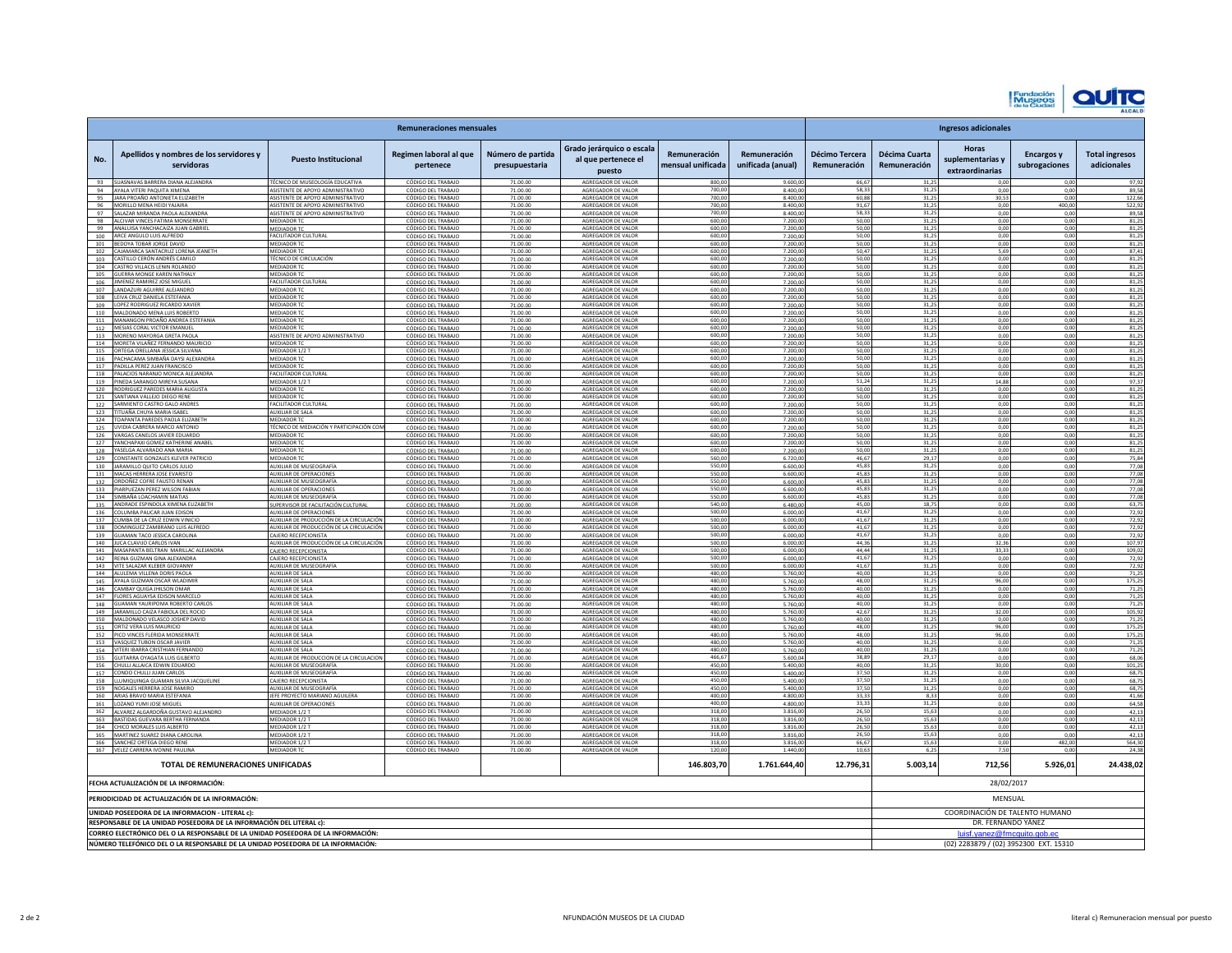| | Remuneraciones mensuales | | | | | | Ingresos adicionales | | | | |
|---|---|---|---|---|---|---|---|---|---|---|---|
| No. | Apellidos y nombres de los servidores y servidoras | Puesto Institucional | Regimen laboral al que pertenece | Número de partida presupuestaria | Grado jerárquico o escala al que pertenece el puesto | Remuneración mensual unificada | Remuneración unificada (anual) | Décimo Tercera Remuneración | Décima Cuarta Remuneración | Horas suplementarias y extraordinarias | Encargos y subrogaciones | Total ingresos adicionales |
| 93 | SUASNAVAS BARRERA DIANA ALEJANDRA | TÉCNICO DE MUSEOLOGÍA EDUCATIVA | CÓDIGO DEL TRABAJO | 71.00.00 | AGREGADOR DE VALOR | 800,00 | 9.600,00 | 66,67 | 31,25 | 0,00 | 0,00 | 97,92 |
| 94 | AYALA VITERI PAQUITA XIMENA | ASISTENTE DE APOYO ADMINISTRATIVO | CÓDIGO DEL TRABAJO | 71.00.00 | AGREGADOR DE VALOR | 700,00 | 8.400,00 | 58,33 | 31,25 | 0,00 | 0,00 | 89,58 |
| 95 | JARA PROAÑO ANTONIETA ELIZABETH | ASISTENTE DE APOYO ADMINISTRATIVO | CÓDIGO DEL TRABAJO | 71.00.00 | AGREGADOR DE VALOR | 700,00 | 8.400,00 | 60,88 | 31,25 | 30,53 | 0,00 | 122,66 |
| 96 | MORILLO MENA HEIDI YAJAIRA | ASISTENTE DE APOYO ADMINISTRATIVO | CÓDIGO DEL TRABAJO | 71.00.00 | AGREGADOR DE VALOR | 700,00 | 8.400,00 | 91,67 | 31,25 | 0,00 | 400,00 | 522,92 |
| 97 | SALAZAR MIRANDA PAOLA ALEXANDRA | ASISTENTE DE APOYO ADMINISTRATIVO | CÓDIGO DEL TRABAJO | 71.00.00 | AGREGADOR DE VALOR | 700,00 | 8.400,00 | 58,33 | 31,25 | 0,00 | 0,00 | 89,58 |
| 98 | ALCIVAR VINCES FATIMA MONSERRATE | MEDIADOR TC | CÓDIGO DEL TRABAJO | 71.00.00 | AGREGADOR DE VALOR | 600,00 | 7.200,00 | 50,00 | 31,25 | 0,00 | 0,00 | 81,25 |
| 99 | ANALUISA YANCHACAIZA JUAN GABRIEL | MEDIADOR TC | CÓDIGO DEL TRABAJO | 71.00.00 | AGREGADOR DE VALOR | 600,00 | 7.200,00 | 50,00 | 31,25 | 0,00 | 0,00 | 81,25 |
| 100 | ARCE ANGULO LUIS ALFREDO | FACILITADOR CULTURAL | CÓDIGO DEL TRABAJO | 71.00.00 | AGREGADOR DE VALOR | 600,00 | 7.200,00 | 50,00 | 31,25 | 0,00 | 0,00 | 81,25 |
| 101 | BEDOYA TOBAR JORGE DAVID | MEDIADOR TC | CÓDIGO DEL TRABAJO | 71.00.00 | AGREGADOR DE VALOR | 600,00 | 7.200,00 | 50,00 | 31,25 | 0,00 | 0,00 | 81,25 |
| 102 | CAJAMARCA SANTACRUZ LORENA JEANETH | MEDIADOR TC | CÓDIGO DEL TRABAJO | 71.00.00 | AGREGADOR DE VALOR | 600,00 | 7.200,00 | 50,47 | 31,25 | 5,69 | 0,00 | 87,41 |
| 103 | CASTILLO CERÓN ANDRÉS CAMILO | TÉCNICO DE CIRCULACIÓN | CÓDIGO DEL TRABAJO | 71.00.00 | AGREGADOR DE VALOR | 600,00 | 7.200,00 | 50,00 | 31,25 | 0,00 | 0,00 | 81,25 |
| 104 | CASTRO VILLACIS LENIN ROLANDO | MEDIADOR TC | CÓDIGO DEL TRABAJO | 71.00.00 | AGREGADOR DE VALOR | 600,00 | 7.200,00 | 50,00 | 31,25 | 0,00 | 0,00 | 81,25 |
| 105 | GUERRA MONGE KAREN NATHALY | MEDIADOR TC | CÓDIGO DEL TRABAJO | 71.00.00 | AGREGADOR DE VALOR | 600,00 | 7.200,00 | 50,00 | 31,25 | 0,00 | 0,00 | 81,25 |
| 106 | JIMENEZ RAMIREZ JOSE MIGUEL | FACILITADOR CULTURAL | CÓDIGO DEL TRABAJO | 71.00.00 | AGREGADOR DE VALOR | 600,00 | 7.200,00 | 50,00 | 31,25 | 0,00 | 0,00 | 81,25 |
| 107 | LANDAZURI AGUIRRE ALEJANDRO | MEDIADOR TC | CÓDIGO DEL TRABAJO | 71.00.00 | AGREGADOR DE VALOR | 600,00 | 7.200,00 | 50,00 | 31,25 | 0,00 | 0,00 | 81,25 |
| 108 | LEIVA CRUZ DANIELA ESTEFANIA | MEDIADOR TC | CÓDIGO DEL TRABAJO | 71.00.00 | AGREGADOR DE VALOR | 600,00 | 7.200,00 | 50,00 | 31,25 | 0,00 | 0,00 | 81,25 |
| 109 | LOPEZ RODRIGUEZ RICARDO XAVIER | MEDIADOR TC | CÓDIGO DEL TRABAJO | 71.00.00 | AGREGADOR DE VALOR | 600,00 | 7.200,00 | 50,00 | 31,25 | 0,00 | 0,00 | 81,25 |
| 110 | MALDONADO MENA LUIS ROBERTO | MEDIADOR TC | CÓDIGO DEL TRABAJO | 71.00.00 | AGREGADOR DE VALOR | 600,00 | 7.200,00 | 50,00 | 31,25 | 0,00 | 0,00 | 81,25 |
| 111 | MANANGON PROAÑO ANDREA ESTEFANIA | MEDIADOR TC | CÓDIGO DEL TRABAJO | 71.00.00 | AGREGADOR DE VALOR | 600,00 | 7.200,00 | 50,00 | 31,25 | 0,00 | 0,00 | 81,25 |
| 112 | MESIAS CORAL VICTOR EMANUEL | MEDIADOR TC | CÓDIGO DEL TRABAJO | 71.00.00 | AGREGADOR DE VALOR | 600,00 | 7.200,00 | 50,00 | 31,25 | 0,00 | 0,00 | 81,25 |
| 113 | MOREÑO MAYORGA GRETA PAOLA | ASISTENTE DE APOYO ADMINISTRATIVO | CÓDIGO DEL TRABAJO | 71.00.00 | AGREGADOR DE VALOR | 600,00 | 7.200,00 | 50,00 | 31,25 | 0,00 | 0,00 | 81,25 |
| 114 | MORETA VILAÑEZ FERNANDO MAURICIO | MEDIADOR TC | CÓDIGO DEL TRABAJO | 71.00.00 | AGREGADOR DE VALOR | 600,00 | 7.200,00 | 50,00 | 31,25 | 0,00 | 0,00 | 81,25 |
| 115 | ORTEGA ORELLANA JESSICA SILVANA | MEDIADOR 1/2 T | CÓDIGO DEL TRABAJO | 71.00.00 | AGREGADOR DE VALOR | 600,00 | 7.200,00 | 50,00 | 31,25 | 0,00 | 0,00 | 81,25 |
| 116 | PACHACAMA SIMBAÑA DAYSI ALEXANDRA | MEDIADOR TC | CÓDIGO DEL TRABAJO | 71.00.00 | AGREGADOR DE VALOR | 600,00 | 7.200,00 | 50,00 | 31,25 | 0,00 | 0,00 | 81,25 |
| 117 | PADILLA PEREZ JUAN FRANCISCO | MEDIADOR TC | CÓDIGO DEL TRABAJO | 71.00.00 | AGREGADOR DE VALOR | 600,00 | 7.200,00 | 50,00 | 31,25 | 0,00 | 0,00 | 81,25 |
| 118 | PALACIOS NARANJO MONICA ALEJANDRA | FACILITADOR CULTURAL | CÓDIGO DEL TRABAJO | 71.00.00 | AGREGADOR DE VALOR | 600,00 | 7.200,00 | 50,00 | 31,25 | 0,00 | 0,00 | 81,25 |
| 119 | PINEDA SARANGO MIREYA SUSANA | MEDIADOR 1/2 T | CÓDIGO DEL TRABAJO | 71.00.00 | AGREGADOR DE VALOR | 600,00 | 7.200,00 | 51,24 | 31,25 | 14,88 | 0,00 | 97,37 |
| 120 | RODRIGUEZ PAREDES MARIA AUGUSTA | MEDIADOR TC | CÓDIGO DEL TRABAJO | 71.00.00 | AGREGADOR DE VALOR | 600,00 | 7.200,00 | 50,00 | 31,25 | 0,00 | 0,00 | 81,25 |
| 121 | SANTIANA VALLEJO DIEGO RENE | MEDIADOR TC | CÓDIGO DEL TRABAJO | 71.00.00 | AGREGADOR DE VALOR | 600,00 | 7.200,00 | 50,00 | 31,25 | 0,00 | 0,00 | 81,25 |
| 122 | SARMIENTO CASTRO GALO ANDRES | FACILITADOR CULTURAL | CÓDIGO DEL TRABAJO | 71.00.00 | AGREGADOR DE VALOR | 600,00 | 7.200,00 | 50,00 | 31,25 | 0,00 | 0,00 | 81,25 |
| 123 | TITUAÑA CHUYA MARIA ISABEL | AUXILIAR DE SALA | CÓDIGO DEL TRABAJO | 71.00.00 | AGREGADOR DE VALOR | 600,00 | 7.200,00 | 50,00 | 31,25 | 0,00 | 0,00 | 81,25 |
| 124 | TOAPANTA PAREDES PAOLA ELIZABETH | MEDIADOR TC | CÓDIGO DEL TRABAJO | 71.00.00 | AGREGADOR DE VALOR | 600,00 | 7.200,00 | 50,00 | 31,25 | 0,00 | 0,00 | 81,25 |
| 125 | UVIDIA CABRERA MARCO ANTONIO | TÉCNICO DE MEDIACIÓN Y PARTICIPACIÓN COM | CÓDIGO DEL TRABAJO | 71.00.00 | AGREGADOR DE VALOR | 600,00 | 7.200,00 | 50,00 | 31,25 | 0,00 | 0,00 | 81,25 |
| 126 | VARGAS CANELOS JAVIER EDUARDO | MEDIADOR TC | CÓDIGO DEL TRABAJO | 71.00.00 | AGREGADOR DE VALOR | 600,00 | 7.200,00 | 50,00 | 31,25 | 0,00 | 0,00 | 81,25 |
| 127 | YANCHAPAXI GOMEZ KATHERINE ANABEL | MEDIADOR TC | CÓDIGO DEL TRABAJO | 71.00.00 | AGREGADOR DE VALOR | 600,00 | 7.200,00 | 50,00 | 31,25 | 0,00 | 0,00 | 81,25 |
| 128 | YASELGA ALVARADO ANA MARIA | MEDIADOR TC | CÓDIGO DEL TRABAJO | 71.00.00 | AGREGADOR DE VALOR | 600,00 | 7.200,00 | 50,00 | 31,25 | 0,00 | 0,00 | 81,25 |
| 129 | CONSTANTE GONZALES KLEVER PATRICIO | MEDIADOR TC | CÓDIGO DEL TRABAJO | 71.00.00 | AGREGADOR DE VALOR | 560,00 | 6.720,00 | 46,67 | 29,17 | 0,00 | 0,00 | 75,84 |
| 130 | JARAMILLO QUITO CARLOS JULIO | AUXILIAR DE MUSEOGRAFÍA | CÓDIGO DEL TRABAJO | 71.00.00 | AGREGADOR DE VALOR | 550,00 | 6.600,00 | 45,83 | 31,25 | 0,00 | 0,00 | 77,08 |
| 131 | MACAS HERRERA JOSE EVARISTO | AUXILIAR DE OPERACIONES | CÓDIGO DEL TRABAJO | 71.00.00 | AGREGADOR DE VALOR | 550,00 | 6.600,00 | 45,83 | 31,25 | 0,00 | 0,00 | 77,08 |
| 132 | ORDOÑEZ COFRE FAUSTO RENAN | AUXILIAR DE MUSEOGRAFÍA | CÓDIGO DEL TRABAJO | 71.00.00 | AGREGADOR DE VALOR | 550,00 | 6.600,00 | 45,83 | 31,25 | 0,00 | 0,00 | 77,08 |
| 133 | PIARPUEZAN PEREZ WILSON FABIAN | AUXILIAR DE OPERACIONES | CÓDIGO DEL TRABAJO | 71.00.00 | AGREGADOR DE VALOR | 550,00 | 6.600,00 | 45,83 | 31,25 | 0,00 | 0,00 | 77,08 |
| 134 | SIMBAÑA LOACHAMIN MATIAS | AUXILIAR DE MUSEOGRAFÍA | CÓDIGO DEL TRABAJO | 71.00.00 | AGREGADOR DE VALOR | 550,00 | 6.600,00 | 45,83 | 31,25 | 0,00 | 0,00 | 77,08 |
| 135 | ANDRADE ESPINDOLA XIMENA ELIZABETH | SUPERVISOR DE FACILITACIÓN CULTURAL | CÓDIGO DEL TRABAJO | 71.00.00 | AGREGADOR DE VALOR | 540,00 | 6.480,00 | 45,00 | 18,75 | 0,00 | 0,00 | 63,75 |
| 136 | COLUMBA PAUCAR JUAN EDISON | AUXILIAR DE OPERACIONES | CÓDIGO DEL TRABAJO | 71.00.00 | AGREGADOR DE VALOR | 500,00 | 6.000,00 | 41,67 | 31,25 | 0,00 | 0,00 | 72,92 |
| 137 | CUMBA DE LA CRUZ EDWIN VINICIO | AUXILIAR DE PRODUCCIÓN DE LA CIRCULACIÓN | CÓDIGO DEL TRABAJO | 71.00.00 | AGREGADOR DE VALOR | 500,00 | 6.000,00 | 41,67 | 31,25 | 0,00 | 0,00 | 72,92 |
| 138 | DOMINGUEZ ZAMBRANO LUIS ALFREDO | AUXILIAR DE PRODUCCIÓN DE LA CIRCULACIÓN | CÓDIGO DEL TRABAJO | 71.00.00 | AGREGADOR DE VALOR | 500,00 | 6.000,00 | 41,67 | 31,25 | 0,00 | 0,00 | 72,92 |
| 139 | GUAMAN TACO JESSICA CAROLINA | CAJERO RECEPCIONISTA | CÓDIGO DEL TRABAJO | 71.00.00 | AGREGADOR DE VALOR | 500,00 | 6.000,00 | 41,67 | 31,25 | 0,00 | 0,00 | 72,92 |
| 140 | JUCA CLAVIJO CARLOS IVAN | AUXILIAR DE PRODUCCIÓN DE LA CIRCULACIÓN | CÓDIGO DEL TRABAJO | 71.00.00 | AGREGADOR DE VALOR | 500,00 | 6.000,00 | 44,36 | 31,25 | 32,36 | 0,00 | 107,97 |
| 141 | MASAPANTA BELTRAN MARILLAC ALEJANDRA | CAJERO RECEPCIONISTA | CÓDIGO DEL TRABAJO | 71.00.00 | AGREGADOR DE VALOR | 500,00 | 6.000,00 | 44,44 | 31,25 | 33,33 | 0,00 | 109,02 |
| 142 | REINA GUZMAN GINA ALEXANDRA | CAJERO RECEPCIONISTA | CÓDIGO DEL TRABAJO | 71.00.00 | AGREGADOR DE VALOR | 500,00 | 6.000,00 | 41,67 | 31,25 | 0,00 | 0,00 | 72,92 |
| 143 | VITE SALAZAR KLEBER GIOVANNY | AUXILIAR DE MUSEOGRAFÍA | CÓDIGO DEL TRABAJO | 71.00.00 | AGREGADOR DE VALOR | 500,00 | 6.000,00 | 41,67 | 31,25 | 0,00 | 0,00 | 72,92 |
| 144 | ALULEMA VILLENA DORIS PAOLA | AUXILIAR DE SALA | CÓDIGO DEL TRABAJO | 71.00.00 | AGREGADOR DE VALOR | 480,00 | 5.760,00 | 40,00 | 31,25 | 0,00 | 0,00 | 71,25 |
| 145 | AYALA GUZMAN OSCAR WLADIMIR | AUXILIAR DE SALA | CÓDIGO DEL TRABAJO | 71.00.00 | AGREGADOR DE VALOR | 480,00 | 5.760,00 | 48,00 | 31,25 | 96,00 | 0,00 | 175,25 |
| 146 | CAMBAY QUIGA JHILSON OMAR | AUXILIAR DE SALA | CÓDIGO DEL TRABAJO | 71.00.00 | AGREGADOR DE VALOR | 480,00 | 5.760,00 | 40,00 | 31,25 | 0,00 | 0,00 | 71,25 |
| 147 | FLORES AGUAYSA EDISON MARCELO | AUXILIAR DE SALA | CÓDIGO DEL TRABAJO | 71.00.00 | AGREGADOR DE VALOR | 480,00 | 5.760,00 | 40,00 | 31,25 | 0,00 | 0,00 | 71,25 |
| 148 | GUAMAN YAURIPOMA ROBERTO CARLOS | AUXILIAR DE SALA | CÓDIGO DEL TRABAJO | 71.00.00 | AGREGADOR DE VALOR | 480,00 | 5.760,00 | 40,00 | 31,25 | 0,00 | 0,00 | 71,25 |
| 149 | JARAMILLO CAIZA FABIOLA DEL ROCIO | AUXILIAR DE SALA | CÓDIGO DEL TRABAJO | 71.00.00 | AGREGADOR DE VALOR | 480,00 | 5.760,00 | 42,67 | 31,25 | 32,00 | 0,00 | 105,92 |
| 150 | MALDONADO VELASCO JOSHEP DAVID | AUXILIAR DE SALA | CÓDIGO DEL TRABAJO | 71.00.00 | AGREGADOR DE VALOR | 480,00 | 5.760,00 | 40,00 | 31,25 | 0,00 | 0,00 | 71,25 |
| 151 | ORTIZ VERA LUIS MAURICIO | AUXILIAR DE SALA | CÓDIGO DEL TRABAJO | 71.00.00 | AGREGADOR DE VALOR | 480,00 | 5.760,00 | 48,00 | 31,25 | 96,00 | 0,00 | 175,25 |
| 152 | PICO VINCES FLERIDA MONSERRATE | AUXILIAR DE SALA | CÓDIGO DEL TRABAJO | 71.00.00 | AGREGADOR DE VALOR | 480,00 | 5.760,00 | 48,00 | 31,25 | 96,00 | 0,00 | 175,25 |
| 153 | VASQUEZ TUBON OSCAR JAVIER | AUXILIAR DE SALA | CÓDIGO DEL TRABAJO | 71.00.00 | AGREGADOR DE VALOR | 480,00 | 5.760,00 | 40,00 | 31,25 | 0,00 | 0,00 | 71,25 |
| 154 | VITERI IBARRA CRISTHIAN FERNANDO | AUXILIAR DE SALA | CÓDIGO DEL TRABAJO | 71.00.00 | AGREGADOR DE VALOR | 480,00 | 5.760,00 | 40,00 | 31,25 | 0,00 | 0,00 | 71,25 |
| 155 | GUITARRA OYAGATA LUIS GILBERTO | AUXILIAR DE PRODUCCION DE LA CIRCULACION | CÓDIGO DEL TRABAJO | 71.00.00 | AGREGADOR DE VALOR | 466,67 | 5.600,04 | 38,89 | 29,17 | 0,00 | 0,00 | 68,06 |
| 156 | CHULLI ALLAICA EDWIN EDUARDO | AUXILIAR DE MUSEOGRAFÍA | CÓDIGO DEL TRABAJO | 71.00.00 | AGREGADOR DE VALOR | 450,00 | 5.400,00 | 40,00 | 31,25 | 30,00 | 0,00 | 101,25 |
| 157 | CONDO CHULLI JUAN CARLOS | AUXILIAR DE MUSEOGRAFÍA | CÓDIGO DEL TRABAJO | 71.00.00 | AGREGADOR DE VALOR | 450,00 | 5.400,00 | 37,50 | 31,25 | 0,00 | 0,00 | 68,75 |
| 158 | LLUMIQUINGA GUAMAN SILVIA JACQUELINE | CAJERO RECEPCIONISTA | CÓDIGO DEL TRABAJO | 71.00.00 | AGREGADOR DE VALOR | 450,00 | 5.400,00 | 37,50 | 31,25 | 0,00 | 0,00 | 68,75 |
| 159 | NOGALES HERRERA JOSE RAMIRO | AUXILIAR DE MUSEOGRAFÍA | CÓDIGO DEL TRABAJO | 71.00.00 | AGREGADOR DE VALOR | 450,00 | 5.400,00 | 37,50 | 31,25 | 0,00 | 0,00 | 68,75 |
| 160 | ARIAS BRAVO MARIA ESTEFANIA | JEFE PROYECTO MARIANO AGUILERA | CÓDIGO DEL TRABAJO | 71.00.00 | AGREGADOR DE VALOR | 400,00 | 4.800,00 | 33,33 | 8,33 | 0,00 | 0,00 | 41,66 |
| 161 | LOZANO YUMI JOSE MIGUEL | AUXILIAR DE OPERACIONES | CÓDIGO DEL TRABAJO | 71.00.00 | AGREGADOR DE VALOR | 400,00 | 4.800,00 | 33,33 | 31,25 | 0,00 | 0,00 | 64,58 |
| 162 | ALVAREZ ALGARDOÑA GUSTAVO ALEJANDRO | MEDIADOR 1/2 T | CÓDIGO DEL TRABAJO | 71.00.00 | AGREGADOR DE VALOR | 318,00 | 3.816,00 | 26,50 | 15,63 | 0,00 | 0,00 | 42,13 |
| 163 | BASTIDAS GUEVARA BERTHA FERNANDA | MEDIADOR 1/2 T | CÓDIGO DEL TRABAJO | 71.00.00 | AGREGADOR DE VALOR | 318,00 | 3.816,00 | 26,50 | 15,63 | 0,00 | 0,00 | 42,13 |
| 164 | CHICO MORALES LUIS ALBERTO | MEDIADOR 1/2 T | CÓDIGO DEL TRABAJO | 71.00.00 | AGREGADOR DE VALOR | 318,00 | 3.816,00 | 26,50 | 15,63 | 0,00 | 0,00 | 42,13 |
| 165 | MARTINEZ SUAREZ DIANA CAROLINA | MEDIADOR 1/2 T | CÓDIGO DEL TRABAJO | 71.00.00 | AGREGADOR DE VALOR | 318,00 | 3.816,00 | 26,50 | 15,63 | 0,00 | 0,00 | 42,13 |
| 166 | SANCHEZ ORTEGA DIEGO RENE | MEDIADOR 1/2 T | CÓDIGO DEL TRABAJO | 71.00.00 | AGREGADOR DE VALOR | 318,00 | 3.816,00 | 66,67 | 15,63 | 0,00 | 482,00 | 564,30 |
| 167 | VELEZ CARRERA IVONNE PAULINA | MEDIADOR TC | CÓDIGO DEL TRABAJO | 71.00.00 | AGREGADOR DE VALOR | 120,00 | 1.440,00 | 10,63 | 6,25 | 7,50 | 0,00 | 24,38 |
| | **TOTAL DE REMUNERACIONES UNIFICADAS** | | | | | **146.803,70** | **1.761.644,40** | **12.796,31** | **5.003,14** | **712,56** | **5.926,01** | **24.438,02** |

| | |
|---|---|
| **FECHA ACTUALIZACIÓN DE LA INFORMACIÓN:** | 28/02/2017 |
| **PERIODICIDAD DE ACTUALIZACIÓN DE LA INFORMACIÓN:** | MENSUAL |
| **UNIDAD POSEEDORA DE LA INFORMACION - LITERAL c):** | COORDINACIÓN DE TALENTO HUMANO |
| **RESPONSABLE DE LA UNIDAD POSEEDORA DE LA INFORMACIÓN DEL LITERAL c):** | DR. FERNANDO YÁNEZ |
| **CORREO ELECTRÓNICO DEL O LA RESPONSABLE DE LA UNIDAD POSEEDORA DE LA INFORMACIÓN:** | luisf.yanez@fmcquito.gob.ec |
| **NÚMERO TELEFÓNICO DEL O LA RESPONSABLE DE LA UNIDAD POSEEDORA DE LA INFORMACIÓN:** | (02) 2283879 / (02) 3952300 EXT. 15310 |